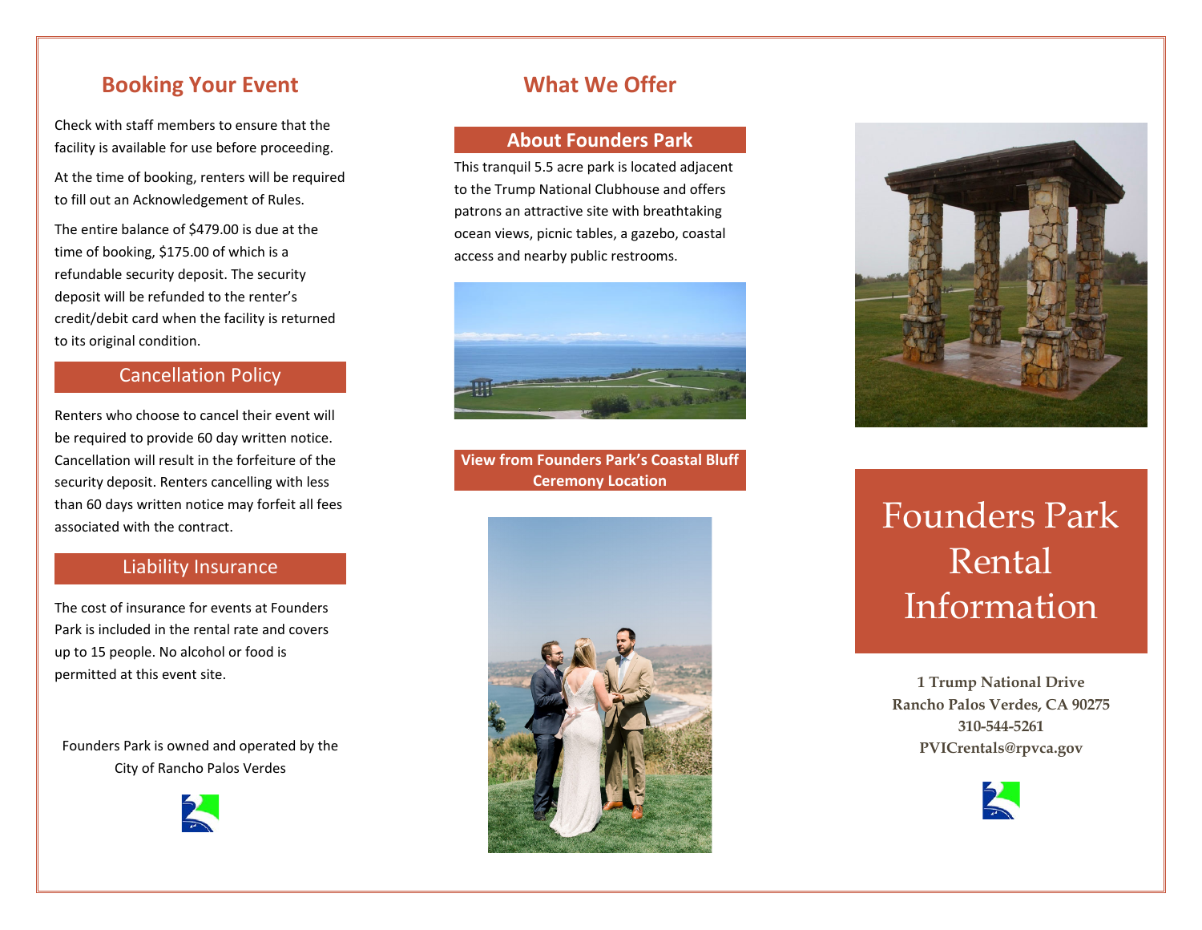## Booking Your Event

Check with staff members to ensure that the facility is available for use before proceeding.

At the time of booking, renters will be required to fill out an Acknowledgement of Rules.

The entire balance of $479.00 is due at the time of booking, $175.00 of which is a refundable security deposit. The security deposit will be refunded to the renter's credit/debit card when the facility is returned to its original condition.

### Cancellation Policy

Renters who choose to cancel their event will be required to provide 60 day written notice. Cancellation will result in the forfeiture of the security deposit. Renters cancelling with less than 60 days written notice may forfeit all fees associated with the contract.

### Liability Insurance

The cost of insurance for events at Founders Park is included in the rental rate and covers up to 15 people. No alcohol or food is permitted at this event site.

Founders Park is owned and operated by the City of Rancho Palos Verdes

## What We Offer

### About Founders Park

This tranquil 5.5 acre park is located adjacent to the Trump National Clubhouse and offers patrons an attractive site with breathtaking ocean views, picnic tables, a gazebo, coastal access and nearby public restrooms.

### View from Founders Park's Coastal Bluff Ceremony Location

# Founders Park Rental Information

**1 Trump National Drive**
**Rancho Palos Verdes, CA 90275**
**310-544-5261**
**PVICrentals@rpvca.gov**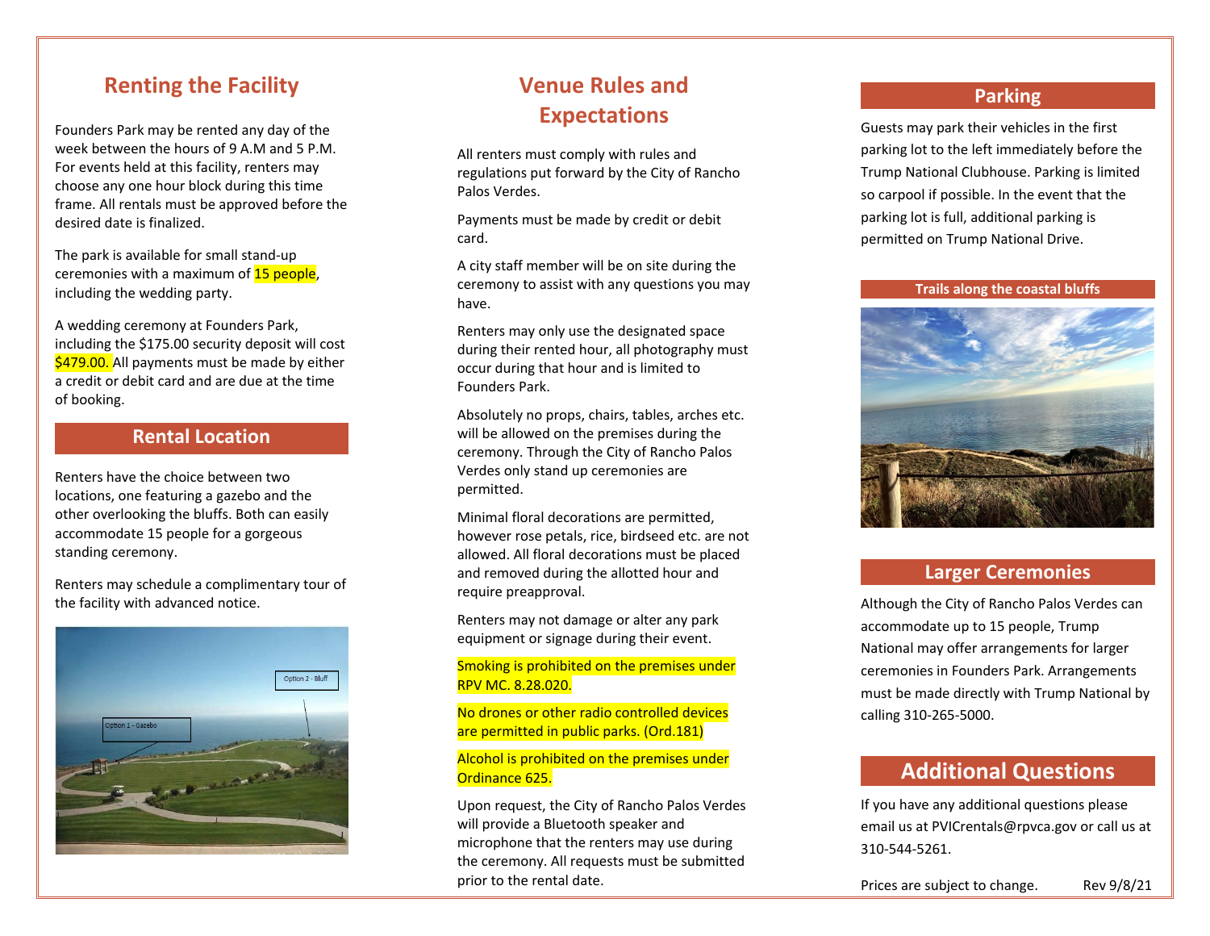## Renting the Facility

Founders Park may be rented any day of the week between the hours of 9 A.M and 5 P.M. For events held at this facility, renters may choose any one hour block during this time frame. All rentals must be approved before the desired date is finalized.

The park is available for small stand-up ceremonies with a maximum of 15 people, including the wedding party.

A wedding ceremony at Founders Park, including the $175.00 security deposit will cost $479.00. All payments must be made by either a credit or debit card and are due at the time of booking.

## Rental Location

Renters have the choice between two locations, one featuring a gazebo and the other overlooking the bluffs. Both can easily accommodate 15 people for a gorgeous standing ceremony.

Renters may schedule a complimentary tour of the facility with advanced notice.

Option 1 - Gazebo

Option 2 - Bluff

## Venue Rules and Expectations

All renters must comply with rules and regulations put forward by the City of Rancho Palos Verdes.

Payments must be made by credit or debit card.

A city staff member will be on site during the ceremony to assist with any questions you may have.

Renters may only use the designated space during their rented hour, all photography must occur during that hour and is limited to Founders Park.

Absolutely no props, chairs, tables, arches etc. will be allowed on the premises during the ceremony. Through the City of Rancho Palos Verdes only stand up ceremonies are permitted.

Minimal floral decorations are permitted, however rose petals, rice, birdseed etc. are not allowed. All floral decorations must be placed and removed during the allotted hour and require preapproval.

Renters may not damage or alter any park equipment or signage during their event.

Smoking is prohibited on the premises under RPV MC. 8.28.020.

No drones or other radio controlled devices are permitted in public parks. (Ord.181)

Alcohol is prohibited on the premises under Ordinance 625.

Upon request, the City of Rancho Palos Verdes will provide a Bluetooth speaker and microphone that the renters may use during the ceremony. All requests must be submitted prior to the rental date.

## Parking

Guests may park their vehicles in the first parking lot to the left immediately before the Trump National Clubhouse. Parking is limited so carpool if possible. In the event that the parking lot is full, additional parking is permitted on Trump National Drive.

**Trails along the coastal bluffs**

## Larger Ceremonies

Although the City of Rancho Palos Verdes can accommodate up to 15 people, Trump National may offer arrangements for larger ceremonies in Founders Park. Arrangements must be made directly with Trump National by calling 310-265-5000.

## Additional Questions

If you have any additional questions please email us at PVICrentals@rpvca.gov or call us at 310-544-5261.

Prices are subject to change. Rev 9/8/21